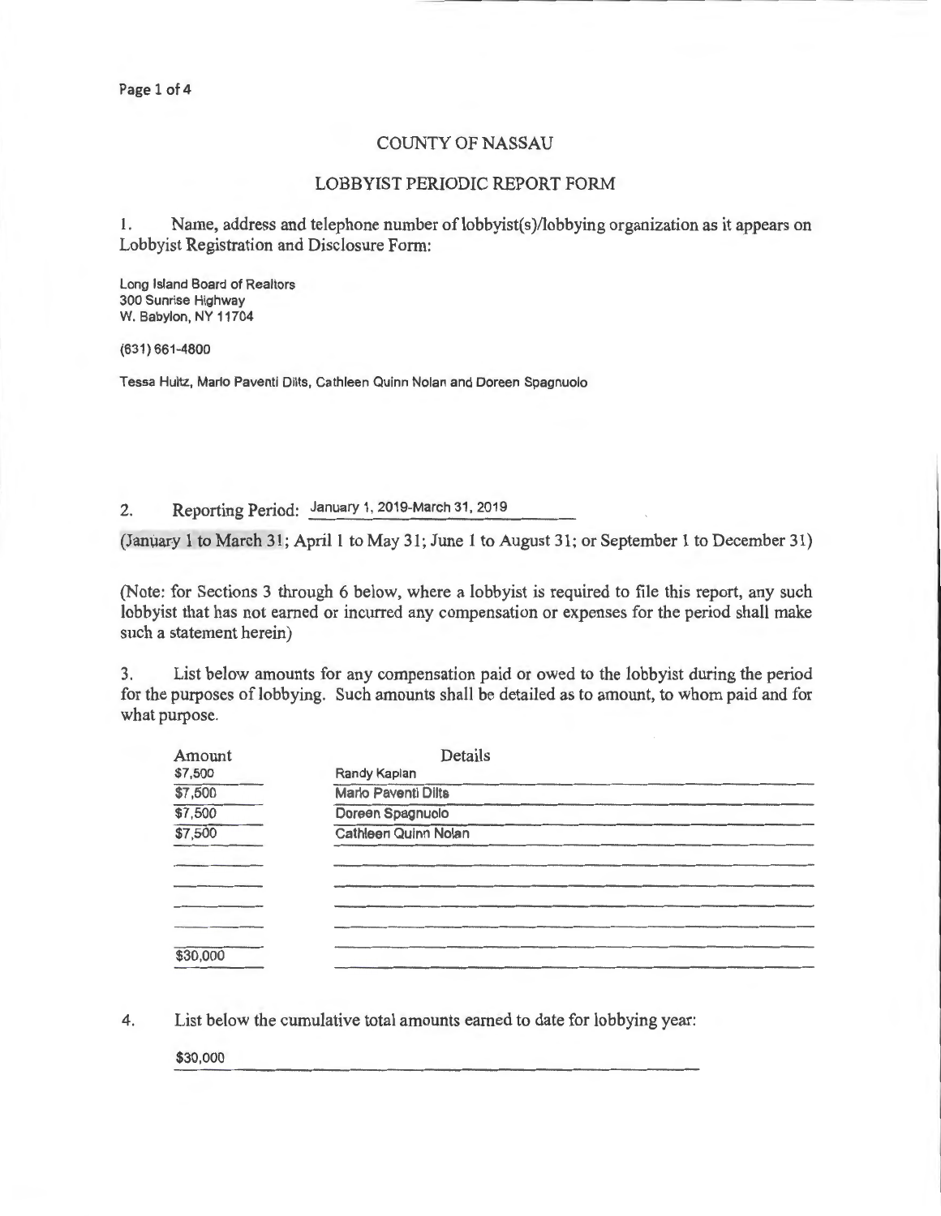# COUNTY OF NASSAU

## LOBBYIST PERIODIC REPORT FORM

1. Name, address and telephone number of lobbyist(s)/lobbying organization as it appears on Lobbyist Registration and Disclosure Form:

Long Island Board of Realtors
300 Sunrise Highway
W. Babylon, NY 11704

(631) 661-4800

Tessa Hultz, Mario Paventi Dilts, Cathleen Quinn Nolan and Doreen Spagnuolo

2. Reporting Period: January 1, 2019-March 31, 2019

(January 1 to March 31; April 1 to May 31; June 1 to August 31; or September 1 to December 31)

(Note: for Sections 3 through 6 below, where a lobbyist is required to file this report, any such lobbyist that has not earned or incurred any compensation or expenses for the period shall make such a statement herein)

3. List below amounts for any compensation paid or owed to the lobbyist during the period for the purposes of lobbying. Such amounts shall be detailed as to amount, to whom paid and for what purpose.

| Amount | Details |
|---|---|
| $7,500 | Randy Kaplan |
| $7,500 | Mario Paventi Dilts |
| $7,500 | Doreen Spagnuolo |
| $7,500 | Cathleen Quinn Nolan |
| | |
| | |
| | |
| | |
| $30,000 | |

4. List below the cumulative total amounts earned to date for lobbying year:

$30,000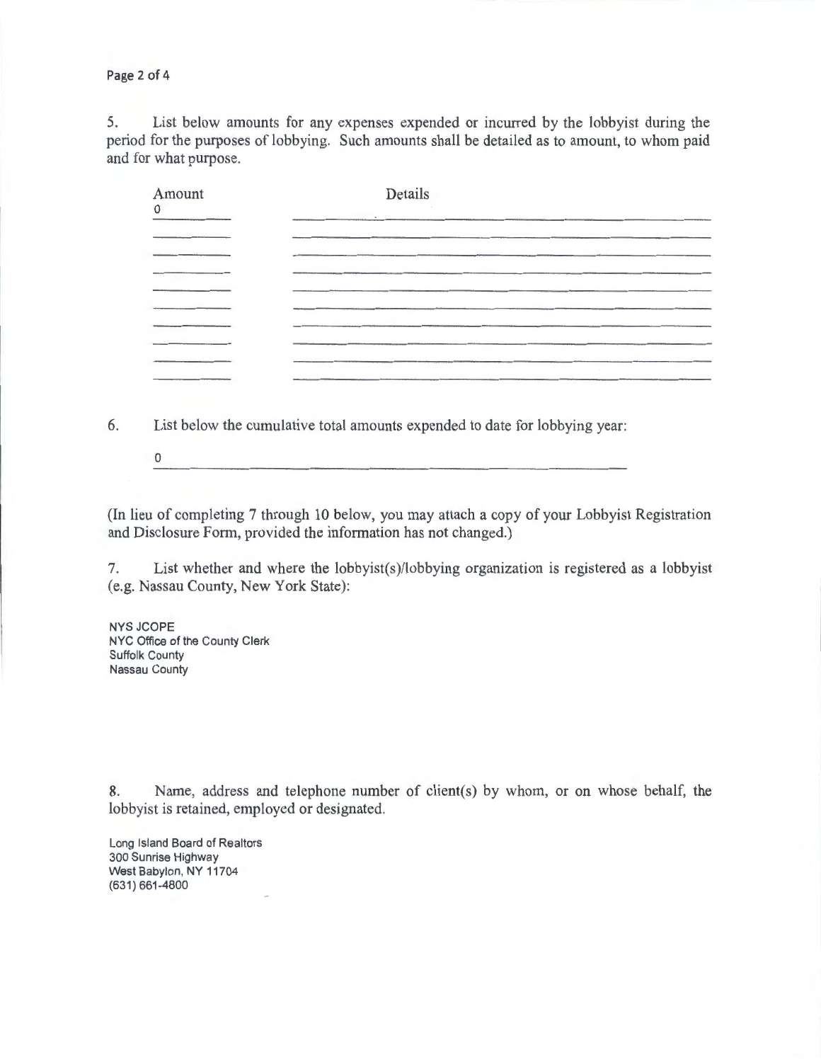5. List below amounts for any expenses expended or incurred by the lobbyist during the period for the purposes of lobbying. Such amounts shall be detailed as to amount, to whom paid and for what purpose.

| Amount | Details |
| --- | --- |
| 0 | |
| | |
| | |
| | |
| | |
| | |
| | |
| | |
| | |
| | |

6. List below the cumulative total amounts expended to date for lobbying year:

0

(In lieu of completing 7 through 10 below, you may attach a copy of your Lobbyist Registration and Disclosure Form, provided the information has not changed.)

7. List whether and where the lobbyist(s)/lobbying organization is registered as a lobbyist (e.g. Nassau County, New York State):

NYS JCOPE
NYC Office of the County Clerk
Suffolk County
Nassau County

8. Name, address and telephone number of client(s) by whom, or on whose behalf, the lobbyist is retained, employed or designated.

Long Island Board of Realtors
300 Sunrise Highway
West Babylon, NY 11704
(631) 661-4800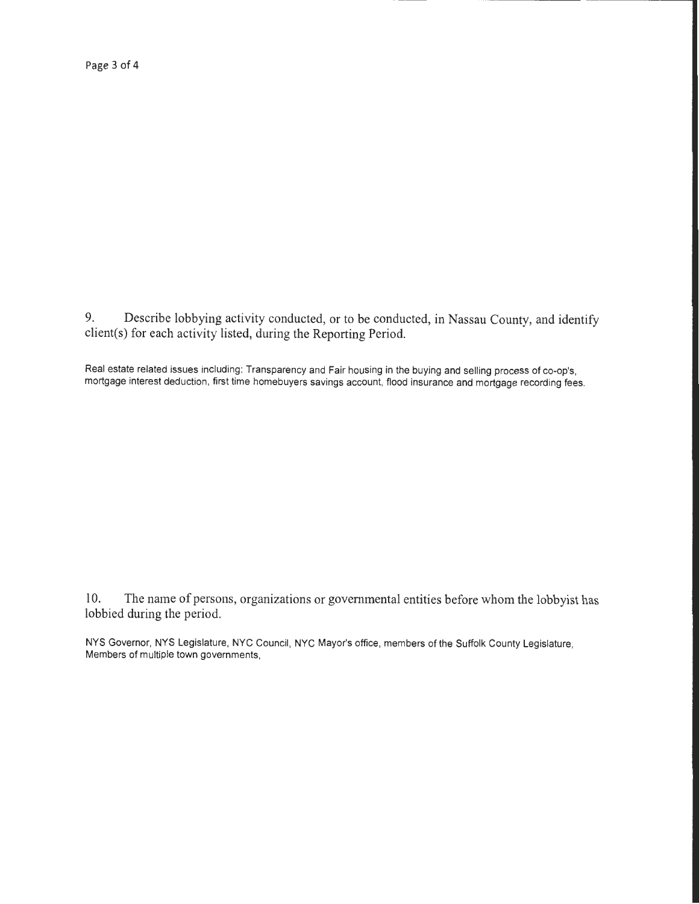9. Describe lobbying activity conducted, or to be conducted, in Nassau County, and identify client(s) for each activity listed, during the Reporting Period.

Real estate related issues including: Transparency and Fair housing in the buying and selling process of co-op's, mortgage interest deduction, first time homebuyers savings account, flood insurance and mortgage recording fees.

10. The name of persons, organizations or governmental entities before whom the lobbyist has lobbied during the period.

NYS Governor, NYS Legislature, NYC Council, NYC Mayor's office, members of the Suffolk County Legislature, Members of multiple town governments,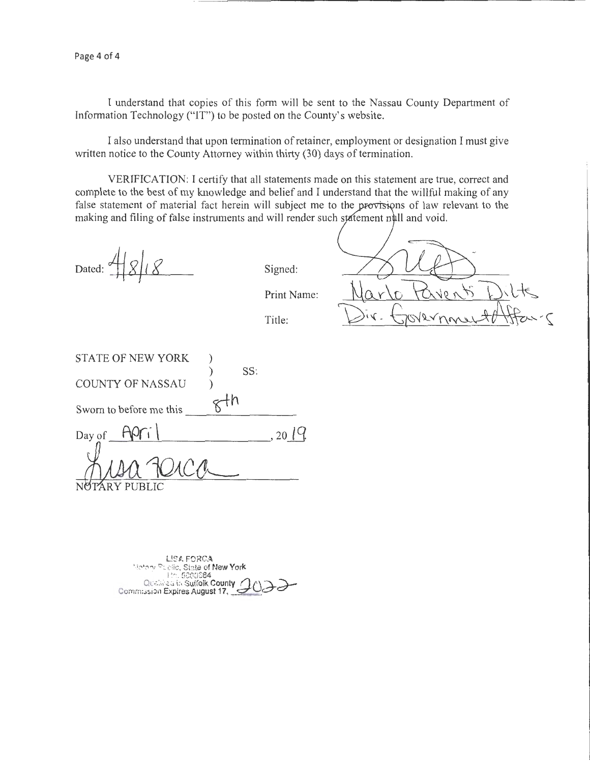I understand that copies of this form will be sent to the Nassau County Department of Information Technology ("IT") to be posted on the County's website.

I also understand that upon termination of retainer, employment or designation I must give written notice to the County Attorney within thirty (30) days of termination.

VERIFICATION: I certify that all statements made on this statement are true, correct and complete to the best of my knowledge and belief and I understand that the willful making of any false statement of material fact herein will subject me to the provisions of law relevant to the making and filing of false instruments and will render such statement null and void.

Dated: 4/8/18

Signed: [signature]

Print Name: Marlo Pavents Dilts

Title: Dir. Government Affairs

STATE OF NEW YORK )
) SS:
COUNTY OF NASSAU )

Sworn to before me this 8th

Day of April, 2019

[signature]
NOTARY PUBLIC

LISA FORCA
Notary Public, State of New York
No. 5000064
Qualified in Suffolk County
Commission Expires August 17, 2022